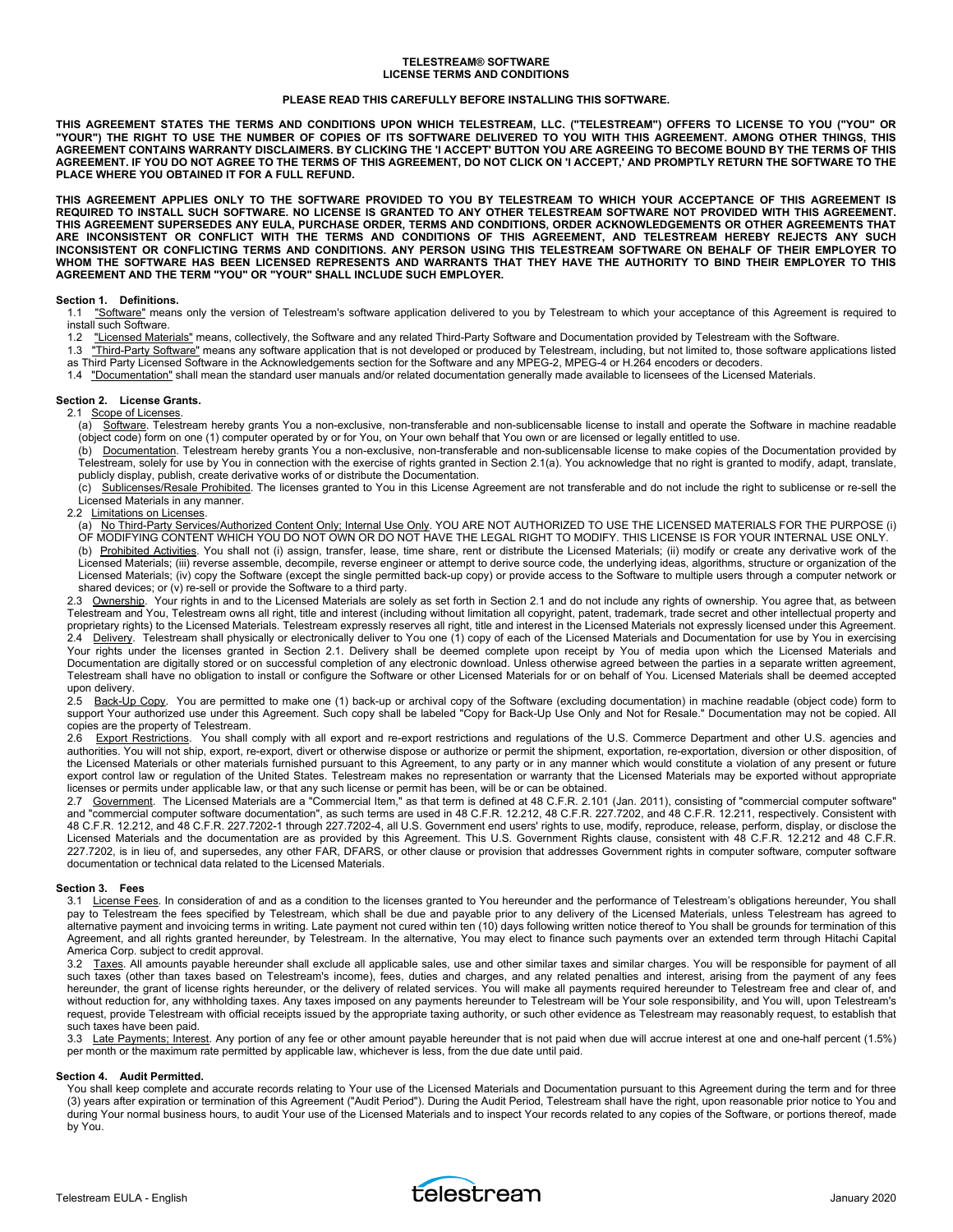# TELESTREAM® SOFTWARE
# LICENSE TERMS AND CONDITIONS

**PLEASE READ THIS CAREFULLY BEFORE INSTALLING THIS SOFTWARE.**

**THIS AGREEMENT STATES THE TERMS AND CONDITIONS UPON WHICH TELESTREAM, LLC. ("TELESTREAM") OFFERS TO LICENSE TO YOU ("YOU" OR "YOUR") THE RIGHT TO USE THE NUMBER OF COPIES OF ITS SOFTWARE DELIVERED TO YOU WITH THIS AGREEMENT. AMONG OTHER THINGS, THIS AGREEMENT CONTAINS WARRANTY DISCLAIMERS. BY CLICKING THE 'I ACCEPT' BUTTON YOU ARE AGREEING TO BECOME BOUND BY THE TERMS OF THIS AGREEMENT. IF YOU DO NOT AGREE TO THE TERMS OF THIS AGREEMENT, DO NOT CLICK ON 'I ACCEPT,' AND PROMPTLY RETURN THE SOFTWARE TO THE PLACE WHERE YOU OBTAINED IT FOR A FULL REFUND.**

**THIS AGREEMENT APPLIES ONLY TO THE SOFTWARE PROVIDED TO YOU BY TELESTREAM TO WHICH YOUR ACCEPTANCE OF THIS AGREEMENT IS REQUIRED TO INSTALL SUCH SOFTWARE. NO LICENSE IS GRANTED TO ANY OTHER TELESTREAM SOFTWARE NOT PROVIDED WITH THIS AGREEMENT. THIS AGREEMENT SUPERSEDES ANY EULA, PURCHASE ORDER, TERMS AND CONDITIONS, ORDER ACKNOWLEDGEMENTS OR OTHER AGREEMENTS THAT ARE INCONSISTENT OR CONFLICT WITH THE TERMS AND CONDITIONS OF THIS AGREEMENT, AND TELESTREAM HEREBY REJECTS ANY SUCH INCONSISTENT OR CONFLICTING TERMS AND CONDITIONS. ANY PERSON USING THIS TELESTREAM SOFTWARE ON BEHALF OF THEIR EMPLOYER TO WHOM THE SOFTWARE HAS BEEN LICENSED REPRESENTS AND WARRANTS THAT THEY HAVE THE AUTHORITY TO BIND THEIR EMPLOYER TO THIS AGREEMENT AND THE TERM "YOU" OR "YOUR" SHALL INCLUDE SUCH EMPLOYER.**

## Section 1. Definitions.

1.1 "Software" means only the version of Telestream's software application delivered to you by Telestream to which your acceptance of this Agreement is required to install such Software.

1.2 "Licensed Materials" means, collectively, the Software and any related Third-Party Software and Documentation provided by Telestream with the Software.

1.3 "Third-Party Software" means any software application that is not developed or produced by Telestream, including, but not limited to, those software applications listed as Third Party Licensed Software in the Acknowledgements section for the Software and any MPEG-2, MPEG-4 or H.264 encoders or decoders.

1.4 "Documentation" shall mean the standard user manuals and/or related documentation generally made available to licensees of the Licensed Materials.

## Section 2. License Grants.

2.1 Scope of Licenses.

(a) Software. Telestream hereby grants You a non-exclusive, non-transferable and non-sublicensable license to install and operate the Software in machine readable (object code) form on one (1) computer operated by or for You, on Your own behalf that You own or are licensed or legally entitled to use.

(b) Documentation. Telestream hereby grants You a non-exclusive, non-transferable and non-sublicensable license to make copies of the Documentation provided by Telestream, solely for use by You in connection with the exercise of rights granted in Section 2.1(a). You acknowledge that no right is granted to modify, adapt, translate, publicly display, publish, create derivative works of or distribute the Documentation.

(c) Sublicenses/Resale Prohibited. The licenses granted to You in this License Agreement are not transferable and do not include the right to sublicense or re-sell the Licensed Materials in any manner.

2.2 Limitations on Licenses.

(a) No Third-Party Services/Authorized Content Only; Internal Use Only. YOU ARE NOT AUTHORIZED TO USE THE LICENSED MATERIALS FOR THE PURPOSE (i) OF MODIFYING CONTENT WHICH YOU DO NOT OWN OR DO NOT HAVE THE LEGAL RIGHT TO MODIFY. THIS LICENSE IS FOR YOUR INTERNAL USE ONLY.

(b) Prohibited Activities. You shall not (i) assign, transfer, lease, time share, rent or distribute the Licensed Materials; (ii) modify or create any derivative work of the Licensed Materials; (iii) reverse assemble, decompile, reverse engineer or attempt to derive source code, the underlying ideas, algorithms, structure or organization of the Licensed Materials; (iv) copy the Software (except the single permitted back-up copy) or provide access to the Software to multiple users through a computer network or shared devices; or (v) re-sell or provide the Software to a third party.

2.3 Ownership. Your rights in and to the Licensed Materials are solely as set forth in Section 2.1 and do not include any rights of ownership. You agree that, as between Telestream and You, Telestream owns all right, title and interest (including without limitation all copyright, patent, trademark, trade secret and other intellectual property and proprietary rights) to the Licensed Materials. Telestream expressly reserves all right, title and interest in the Licensed Materials not expressly licensed under this Agreement.

2.4 Delivery. Telestream shall physically or electronically deliver to You one (1) copy of each of the Licensed Materials and Documentation for use by You in exercising Your rights under the licenses granted in Section 2.1. Delivery shall be deemed complete upon receipt by You of media upon which the Licensed Materials and Documentation are digitally stored or on successful completion of any electronic download. Unless otherwise agreed between the parties in a separate written agreement, Telestream shall have no obligation to install or configure the Software or other Licensed Materials for or on behalf of You. Licensed Materials shall be deemed accepted upon delivery.

2.5 Back-Up Copy. You are permitted to make one (1) back-up or archival copy of the Software (excluding documentation) in machine readable (object code) form to support Your authorized use under this Agreement. Such copy shall be labeled "Copy for Back-Up Use Only and Not for Resale." Documentation may not be copied. All copies are the property of Telestream.

2.6 Export Restrictions. You shall comply with all export and re-export restrictions and regulations of the U.S. Commerce Department and other U.S. agencies and authorities. You will not ship, export, re-export, divert or otherwise dispose or authorize or permit the shipment, exportation, re-exportation, diversion or other disposition, of the Licensed Materials or other materials furnished pursuant to this Agreement, to any party or in any manner which would constitute a violation of any present or future export control law or regulation of the United States. Telestream makes no representation or warranty that the Licensed Materials may be exported without appropriate licenses or permits under applicable law, or that any such license or permit has been, will be or can be obtained.

2.7 Government. The Licensed Materials are a "Commercial Item," as that term is defined at 48 C.F.R. 2.101 (Jan. 2011), consisting of "commercial computer software" and "commercial computer software documentation", as such terms are used in 48 C.F.R. 12.212, 48 C.F.R. 227.7202, and 48 C.F.R. 12.211, respectively. Consistent with 48 C.F.R. 12.212, and 48 C.F.R. 227.7202-1 through 227.7202-4, all U.S. Government end users' rights to use, modify, reproduce, release, perform, display, or disclose the Licensed Materials and the documentation are as provided by this Agreement. This U.S. Government Rights clause, consistent with 48 C.F.R. 12.212 and 48 C.F.R. 227.7202, is in lieu of, and supersedes, any other FAR, DFARS, or other clause or provision that addresses Government rights in computer software, computer software documentation or technical data related to the Licensed Materials.

## Section 3. Fees

3.1 License Fees. In consideration of and as a condition to the licenses granted to You hereunder and the performance of Telestream's obligations hereunder, You shall pay to Telestream the fees specified by Telestream, which shall be due and payable prior to any delivery of the Licensed Materials, unless Telestream has agreed to alternative payment and invoicing terms in writing. Late payment not cured within ten (10) days following written notice thereof to You shall be grounds for termination of this Agreement, and all rights granted hereunder, by Telestream. In the alternative, You may elect to finance such payments over an extended term through Hitachi Capital America Corp. subject to credit approval.

3.2 Taxes. All amounts payable hereunder shall exclude all applicable sales, use and other similar taxes and similar charges. You will be responsible for payment of all such taxes (other than taxes based on Telestream's income), fees, duties and charges, and any related penalties and interest, arising from the payment of any fees hereunder, the grant of license rights hereunder, or the delivery of related services. You will make all payments required hereunder to Telestream free and clear of, and without reduction for, any withholding taxes. Any taxes imposed on any payments hereunder to Telestream will be Your sole responsibility, and You will, upon Telestream's request, provide Telestream with official receipts issued by the appropriate taxing authority, or such other evidence as Telestream may reasonably request, to establish that such taxes have been paid.

3.3 Late Payments; Interest. Any portion of any fee or other amount payable hereunder that is not paid when due will accrue interest at one and one-half percent (1.5%) per month or the maximum rate permitted by applicable law, whichever is less, from the due date until paid.

## Section 4. Audit Permitted.

You shall keep complete and accurate records relating to Your use of the Licensed Materials and Documentation pursuant to this Agreement during the term and for three (3) years after expiration or termination of this Agreement ("Audit Period"). During the Audit Period, Telestream shall have the right, upon reasonable prior notice to You and during Your normal business hours, to audit Your use of the Licensed Materials and to inspect Your records related to any copies of the Software, or portions thereof, made by You.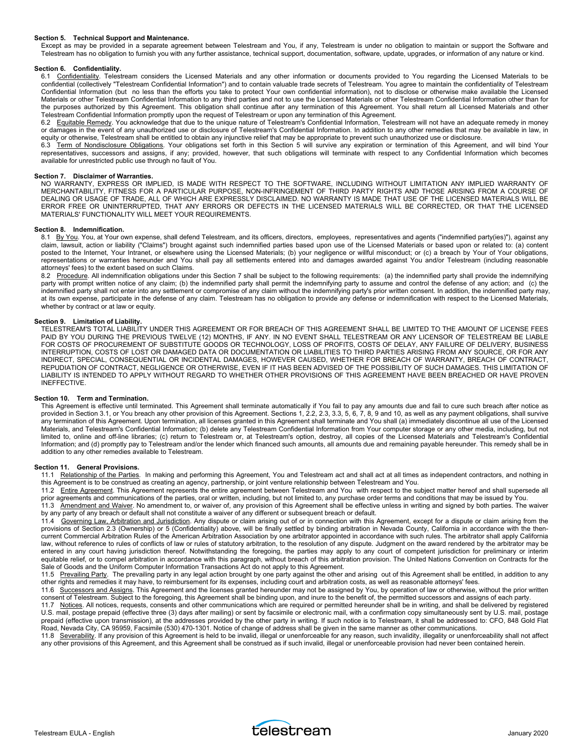**Section 5. Technical Support and Maintenance.**

Except as may be provided in a separate agreement between Telestream and You, if any, Telestream is under no obligation to maintain or support the Software and Telestream has no obligation to furnish you with any further assistance, technical support, documentation, software, update, upgrades, or information of any nature or kind.

**Section 6. Confidentiality.**

6.1 Confidentiality. Telestream considers the Licensed Materials and any other information or documents provided to You regarding the Licensed Materials to be confidential (collectively "Telestream Confidential Information") and to contain valuable trade secrets of Telestream. You agree to maintain the confidentiality of Telestream Confidential Information (but no less than the efforts you take to protect Your own confidential information), not to disclose or otherwise make available the Licensed Materials or other Telestream Confidential Information to any third parties and not to use the Licensed Materials or other Telestream Confidential Information other than for the purposes authorized by this Agreement. This obligation shall continue after any termination of this Agreement. You shall return all Licensed Materials and other Telestream Confidential Information promptly upon the request of Telestream or upon any termination of this Agreement.

6.2 Equitable Remedy. You acknowledge that due to the unique nature of Telestream's Confidential Information, Telestream will not have an adequate remedy in money or damages in the event of any unauthorized use or disclosure of Telestream's Confidential Information. In addition to any other remedies that may be available in law, in equity or otherwise, Telestream shall be entitled to obtain any injunctive relief that may be appropriate to prevent such unauthorized use or disclosure.

6.3 Term of Nondisclosure Obligations. Your obligations set forth in this Section 5 will survive any expiration or termination of this Agreement, and will bind Your representatives, successors and assigns, if any; provided, however, that such obligations will terminate with respect to any Confidential Information which becomes available for unrestricted public use through no fault of You.

**Section 7. Disclaimer of Warranties.**

NO WARRANTY, EXPRESS OR IMPLIED, IS MADE WITH RESPECT TO THE SOFTWARE, INCLUDING WITHOUT LIMITATION ANY IMPLIED WARRANTY OF MERCHANTABILITY, FITNESS FOR A PARTICULAR PURPOSE, NON-INFRINGEMENT OF THIRD PARTY RIGHTS AND THOSE ARISING FROM A COURSE OF DEALING OR USAGE OF TRADE, ALL OF WHICH ARE EXPRESSLY DISCLAIMED. NO WARRANTY IS MADE THAT USE OF THE LICENSED MATERIALS WILL BE ERROR FREE OR UNINTERRUPTED, THAT ANY ERRORS OR DEFECTS IN THE LICENSED MATERIALS WILL BE CORRECTED, OR THAT THE LICENSED MATERIALS' FUNCTIONALITY WILL MEET YOUR REQUIREMENTS.

**Section 8. Indemnification.**

8.1 By You. You, at Your own expense, shall defend Telestream, and its officers, directors, employees, representatives and agents ("indemnified party(ies)"), against any claim, lawsuit, action or liability ("Claims") brought against such indemnified parties based upon use of the Licensed Materials or based upon or related to: (a) content posted to the Internet, Your Intranet, or elsewhere using the Licensed Materials; (b) your negligence or willful misconduct; or (c) a breach by Your of Your obligations, representations or warranties hereunder and You shall pay all settlements entered into and damages awarded against You and/or Telestream (including reasonable attorneys' fees) to the extent based on such Claims.

8.2 Procedure. All indemnification obligations under this Section 7 shall be subject to the following requirements: (a) the indemnified party shall provide the indemnifying party with prompt written notice of any claim; (b) the indemnified party shall permit the indemnifying party to assume and control the defense of any action; and (c) the indemnified party shall not enter into any settlement or compromise of any claim without the indemnifying party's prior written consent. In addition, the indemnified party may, at its own expense, participate in the defense of any claim. Telestream has no obligation to provide any defense or indemnification with respect to the Licensed Materials, whether by contract or at law or equity.

**Section 9. Limitation of Liability.**

TELESTREAM'S TOTAL LIABILITY UNDER THIS AGREEMENT OR FOR BREACH OF THIS AGREEMENT SHALL BE LIMITED TO THE AMOUNT OF LICENSE FEES PAID BY YOU DURING THE PREVIOUS TWELVE (12) MONTHS, IF ANY. IN NO EVENT SHALL TELESTREAM OR ANY LICENSOR OF TELESTREAM BE LIABLE FOR COSTS OF PROCUREMENT OF SUBSTITUTE GOODS OR TECHNOLOGY, LOSS OF PROFITS, COSTS OF DELAY, ANY FAILURE OF DELIVERY, BUSINESS INTERRUPTION, COSTS OF LOST OR DAMAGED DATA OR DOCUMENTATION OR LIABILITIES TO THIRD PARTIES ARISING FROM ANY SOURCE, OR FOR ANY INDIRECT, SPECIAL, CONSEQUENTIAL OR INCIDENTAL DAMAGES, HOWEVER CAUSED, WHETHER FOR BREACH OF WARRANTY, BREACH OF CONTRACT, REPUDIATION OF CONTRACT, NEGLIGENCE OR OTHERWISE, EVEN IF IT HAS BEEN ADVISED OF THE POSSIBILITY OF SUCH DAMAGES. THIS LIMITATION OF LIABILITY IS INTENDED TO APPLY WITHOUT REGARD TO WHETHER OTHER PROVISIONS OF THIS AGREEMENT HAVE BEEN BREACHED OR HAVE PROVEN INEFFECTIVE.

**Section 10. Term and Termination.**

This Agreement is effective until terminated. This Agreement shall terminate automatically if You fail to pay any amounts due and fail to cure such breach after notice as provided in Section 3.1, or You breach any other provision of this Agreement. Sections 1, 2.2, 2.3, 3.3, 5, 6, 7, 8, 9 and 10, as well as any payment obligations, shall survive any termination of this Agreement. Upon termination, all licenses granted in this Agreement shall terminate and You shall (a) immediately discontinue all use of the Licensed Materials, and Telestream's Confidential Information; (b) delete any Telestream Confidential Information from Your computer storage or any other media, including, but not limited to, online and off-line libraries; (c) return to Telestream or, at Telestream's option, destroy, all copies of the Licensed Materials and Telestream's Confidential Information; and (d) promptly pay to Telestream and/or the lender which financed such amounts, all amounts due and remaining payable hereunder. This remedy shall be in addition to any other remedies available to Telestream.

**Section 11. General Provisions.**

11.1 Relationship of the Parties. In making and performing this Agreement, You and Telestream act and shall act at all times as independent contractors, and nothing in this Agreement is to be construed as creating an agency, partnership, or joint venture relationship between Telestream and You.

11.2 Entire Agreement. This Agreement represents the entire agreement between Telestream and You with respect to the subject matter hereof and shall supersede all prior agreements and communications of the parties, oral or written, including, but not limited to, any purchase order terms and conditions that may be issued by You.

11.3 Amendment and Waiver. No amendment to, or waiver of, any provision of this Agreement shall be effective unless in writing and signed by both parties. The waiver by any party of any breach or default shall not constitute a waiver of any different or subsequent breach or default.

11.4 Governing Law, Arbitration and Jurisdiction. Any dispute or claim arising out of or in connection with this Agreement, except for a dispute or claim arising from the provisions of Section 2.3 (Ownership) or 5 (Confidentiality) above, will be finally settled by binding arbitration in Nevada County, California in accordance with the then-current Commercial Arbitration Rules of the American Arbitration Association by one arbitrator appointed in accordance with such rules. The arbitrator shall apply California law, without reference to rules of conflicts of law or rules of statutory arbitration, to the resolution of any dispute. Judgment on the award rendered by the arbitrator may be entered in any court having jurisdiction thereof. Notwithstanding the foregoing, the parties may apply to any court of competent jurisdiction for preliminary or interim equitable relief, or to compel arbitration in accordance with this paragraph, without breach of this arbitration provision. The United Nations Convention on Contracts for the Sale of Goods and the Uniform Computer Information Transactions Act do not apply to this Agreement.

11.5 Prevailing Party. The prevailing party in any legal action brought by one party against the other and arising out of this Agreement shall be entitled, in addition to any other rights and remedies it may have, to reimbursement for its expenses, including court and arbitration costs, as well as reasonable attorneys' fees.

11.6 Successors and Assigns. This Agreement and the licenses granted hereunder may not be assigned by You, by operation of law or otherwise, without the prior written consent of Telestream. Subject to the foregoing, this Agreement shall be binding upon, and inure to the benefit of, the permitted successors and assigns of each party.

11.7 Notices. All notices, requests, consents and other communications which are required or permitted hereunder shall be in writing, and shall be delivered by registered U.S. mail, postage prepaid (effective three (3) days after mailing) or sent by facsimile or electronic mail, with a confirmation copy simultaneously sent by U.S. mail, postage prepaid (effective upon transmission), at the addresses provided by the other party in writing. If such notice is to Telestream, it shall be addressed to: CFO, 848 Gold Flat Road, Nevada City, CA 95959, Facsimile (530) 470-1301. Notice of change of address shall be given in the same manner as other communications.

11.8 Severability. If any provision of this Agreement is held to be invalid, illegal or unenforceable for any reason, such invalidity, illegality or unenforceability shall not affect any other provisions of this Agreement, and this Agreement shall be construed as if such invalid, illegal or unenforceable provision had never been contained herein.